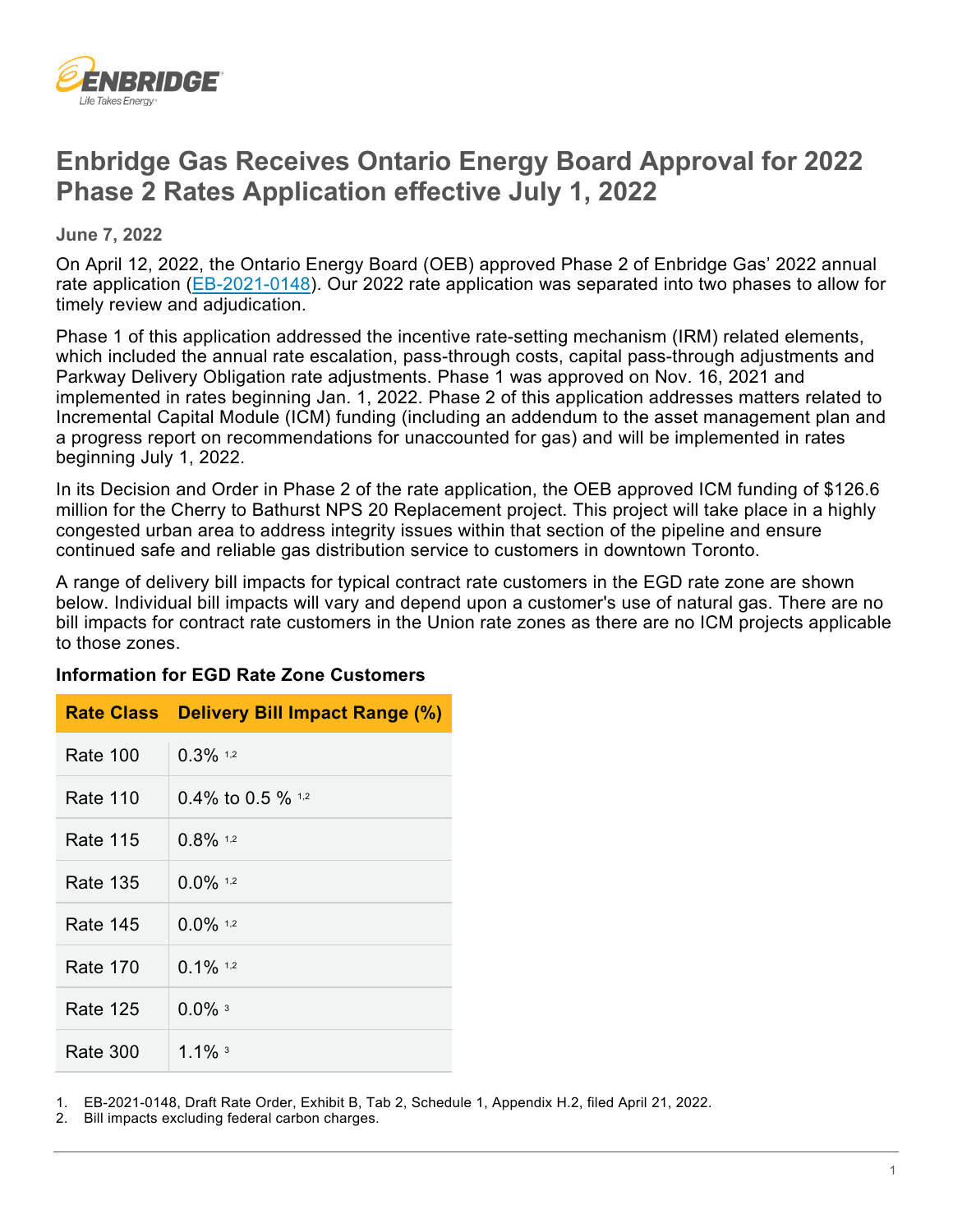# Enbridge Gas Receives Ontario Energy Board Approval for 2022 Phase 2 Rates Application effective July 1, 2022

**June 7, 2022**

On April 12, 2022, the Ontario Energy Board (OEB) approved Phase 2 of Enbridge Gas' 2022 annual rate application (EB-2021-0148). Our 2022 rate application was separated into two phases to allow for timely review and adjudication.

Phase 1 of this application addressed the incentive rate-setting mechanism (IRM) related elements, which included the annual rate escalation, pass-through costs, capital pass-through adjustments and Parkway Delivery Obligation rate adjustments. Phase 1 was approved on Nov. 16, 2021 and implemented in rates beginning Jan. 1, 2022. Phase 2 of this application addresses matters related to Incremental Capital Module (ICM) funding (including an addendum to the asset management plan and a progress report on recommendations for unaccounted for gas) and will be implemented in rates beginning July 1, 2022.

In its Decision and Order in Phase 2 of the rate application, the OEB approved ICM funding of $126.6 million for the Cherry to Bathurst NPS 20 Replacement project. This project will take place in a highly congested urban area to address integrity issues within that section of the pipeline and ensure continued safe and reliable gas distribution service to customers in downtown Toronto.

A range of delivery bill impacts for typical contract rate customers in the EGD rate zone are shown below. Individual bill impacts will vary and depend upon a customer's use of natural gas. There are no bill impacts for contract rate customers in the Union rate zones as there are no ICM projects applicable to those zones.

**Information for EGD Rate Zone Customers**

| Rate Class | Delivery Bill Impact Range (%) |
|---|---|
| Rate 100 | 0.3% [1,2] |
| Rate 110 | 0.4% to 0.5 % [1,2] |
| Rate 115 | 0.8% [1,2] |
| Rate 135 | 0.0% [1,2] |
| Rate 145 | 0.0% [1,2] |
| Rate 170 | 0.1% [1,2] |
| Rate 125 | 0.0% [3] |
| Rate 300 | 1.1% [3] |

1. EB-2021-0148, Draft Rate Order, Exhibit B, Tab 2, Schedule 1, Appendix H.2, filed April 21, 2022.
2. Bill impacts excluding federal carbon charges.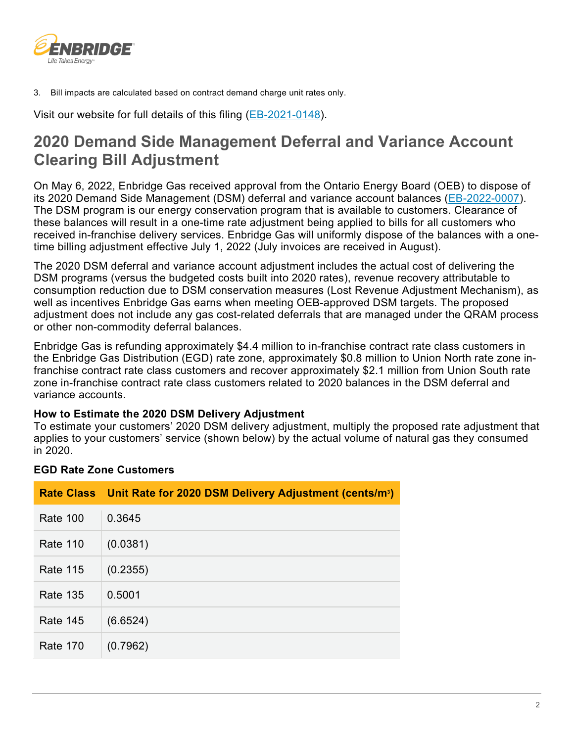3. Bill impacts are calculated based on contract demand charge unit rates only.

Visit our website for full details of this filing (EB-2021-0148).

## 2020 Demand Side Management Deferral and Variance Account Clearing Bill Adjustment

On May 6, 2022, Enbridge Gas received approval from the Ontario Energy Board (OEB) to dispose of its 2020 Demand Side Management (DSM) deferral and variance account balances (EB-2022-0007). The DSM program is our energy conservation program that is available to customers. Clearance of these balances will result in a one-time rate adjustment being applied to bills for all customers who received in-franchise delivery services. Enbridge Gas will uniformly dispose of the balances with a one-time billing adjustment effective July 1, 2022 (July invoices are received in August).

The 2020 DSM deferral and variance account adjustment includes the actual cost of delivering the DSM programs (versus the budgeted costs built into 2020 rates), revenue recovery attributable to consumption reduction due to DSM conservation measures (Lost Revenue Adjustment Mechanism), as well as incentives Enbridge Gas earns when meeting OEB-approved DSM targets. The proposed adjustment does not include any gas cost-related deferrals that are managed under the QRAM process or other non-commodity deferral balances.

Enbridge Gas is refunding approximately $4.4 million to in-franchise contract rate class customers in the Enbridge Gas Distribution (EGD) rate zone, approximately $0.8 million to Union North rate zone in-franchise contract rate class customers and recover approximately $2.1 million from Union South rate zone in-franchise contract rate class customers related to 2020 balances in the DSM deferral and variance accounts.

**How to Estimate the 2020 DSM Delivery Adjustment**

To estimate your customers' 2020 DSM delivery adjustment, multiply the proposed rate adjustment that applies to your customers' service (shown below) by the actual volume of natural gas they consumed in 2020.

**EGD Rate Zone Customers**

| Rate Class | Unit Rate for 2020 DSM Delivery Adjustment (cents/$m^3$) |
|---|---|
| Rate 100 | 0.3645 |
| Rate 110 | (0.0381) |
| Rate 115 | (0.2355) |
| Rate 135 | 0.5001 |
| Rate 145 | (6.6524) |
| Rate 170 | (0.7962) |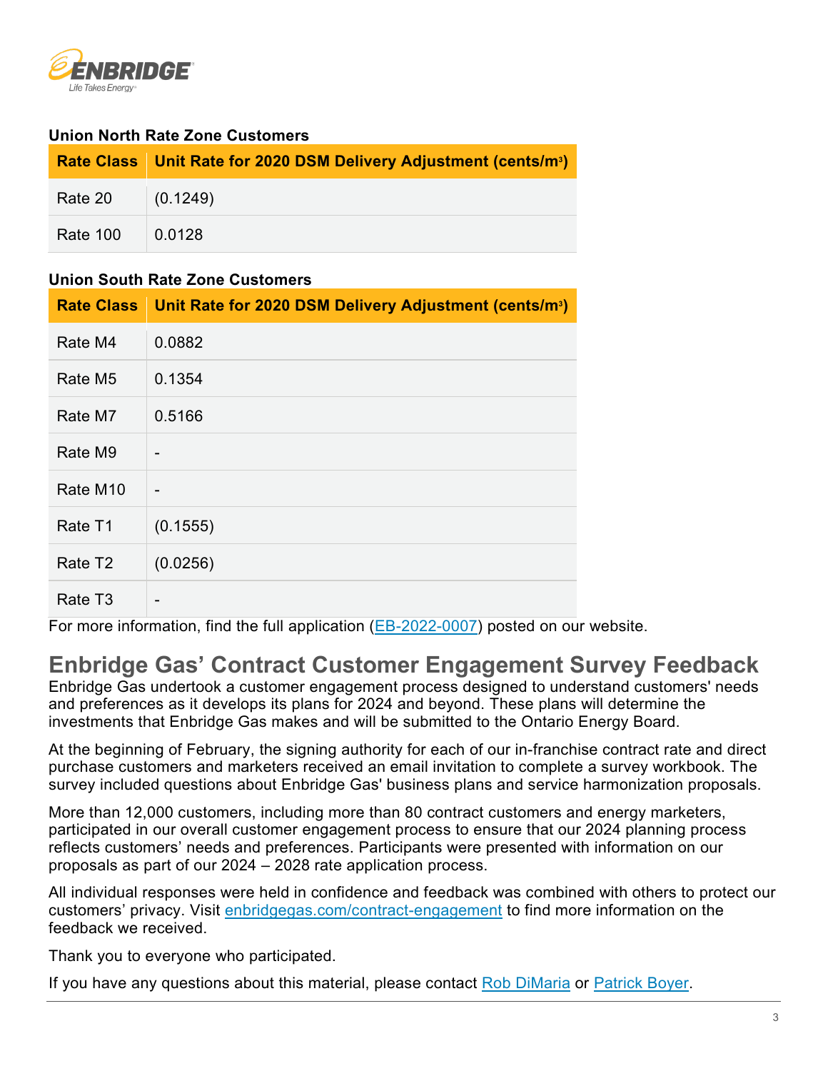**Union North Rate Zone Customers**

| Rate Class | Unit Rate for 2020 DSM Delivery Adjustment (cents/m³) |
|---|---|
| Rate 20 | (0.1249) |
| Rate 100 | 0.0128 |

**Union South Rate Zone Customers**

| Rate Class | Unit Rate for 2020 DSM Delivery Adjustment (cents/m³) |
|---|---|
| Rate M4 | 0.0882 |
| Rate M5 | 0.1354 |
| Rate M7 | 0.5166 |
| Rate M9 | - |
| Rate M10 | - |
| Rate T1 | (0.1555) |
| Rate T2 | (0.0256) |
| Rate T3 | - |

For more information, find the full application (EB-2022-0007) posted on our website.

## Enbridge Gas' Contract Customer Engagement Survey Feedback

Enbridge Gas undertook a customer engagement process designed to understand customers' needs and preferences as it develops its plans for 2024 and beyond. These plans will determine the investments that Enbridge Gas makes and will be submitted to the Ontario Energy Board.

At the beginning of February, the signing authority for each of our in-franchise contract rate and direct purchase customers and marketers received an email invitation to complete a survey workbook. The survey included questions about Enbridge Gas' business plans and service harmonization proposals.

More than 12,000 customers, including more than 80 contract customers and energy marketers, participated in our overall customer engagement process to ensure that our 2024 planning process reflects customers' needs and preferences. Participants were presented with information on our proposals as part of our 2024 – 2028 rate application process.

All individual responses were held in confidence and feedback was combined with others to protect our customers' privacy. Visit enbridgegas.com/contract-engagement to find more information on the feedback we received.

Thank you to everyone who participated.

If you have any questions about this material, please contact Rob DiMaria or Patrick Boyer.